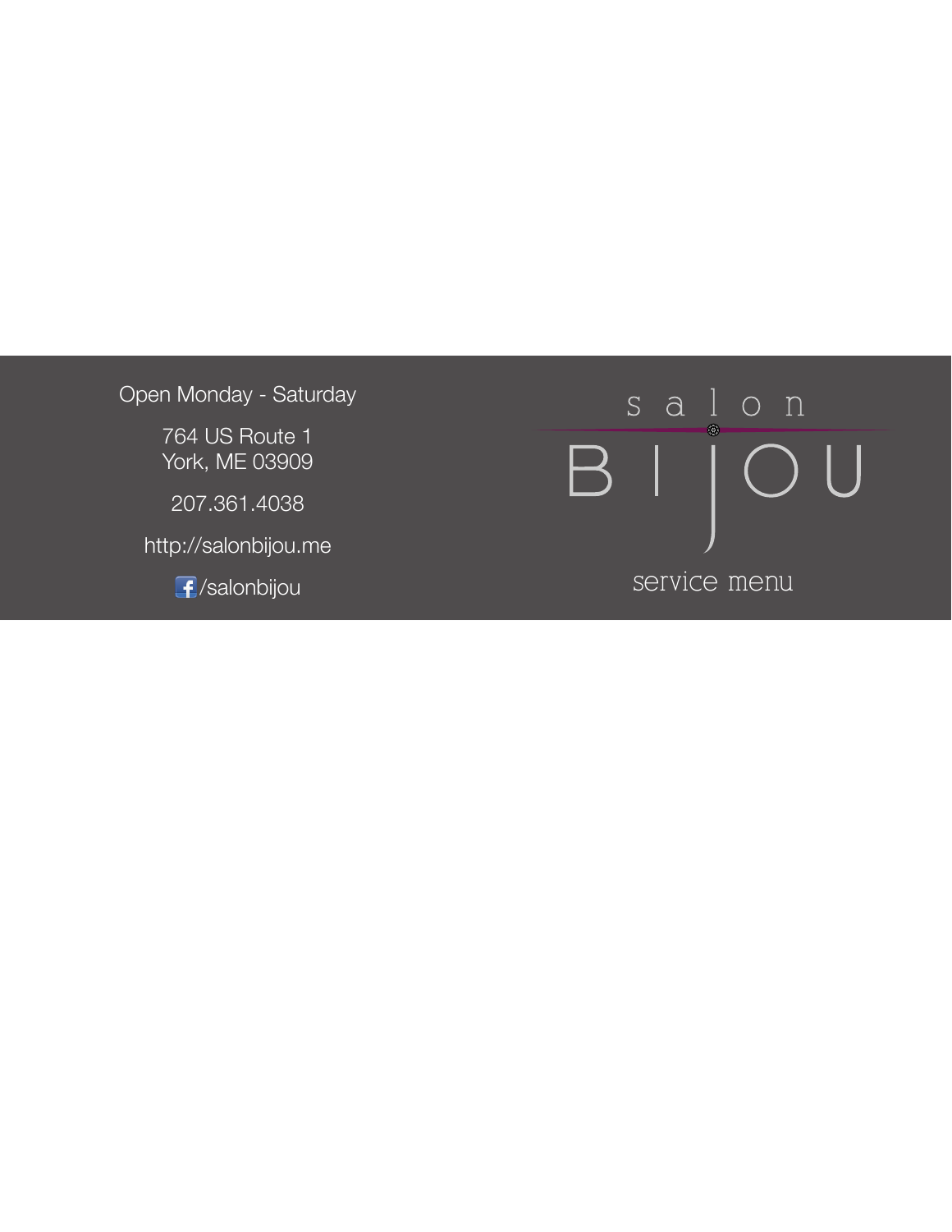# salon BIJOU

service menu

Open Monday - Saturday

764 US Route 1
York, ME 03909

207.361.4038

http://salonbijou.me

/salonbijou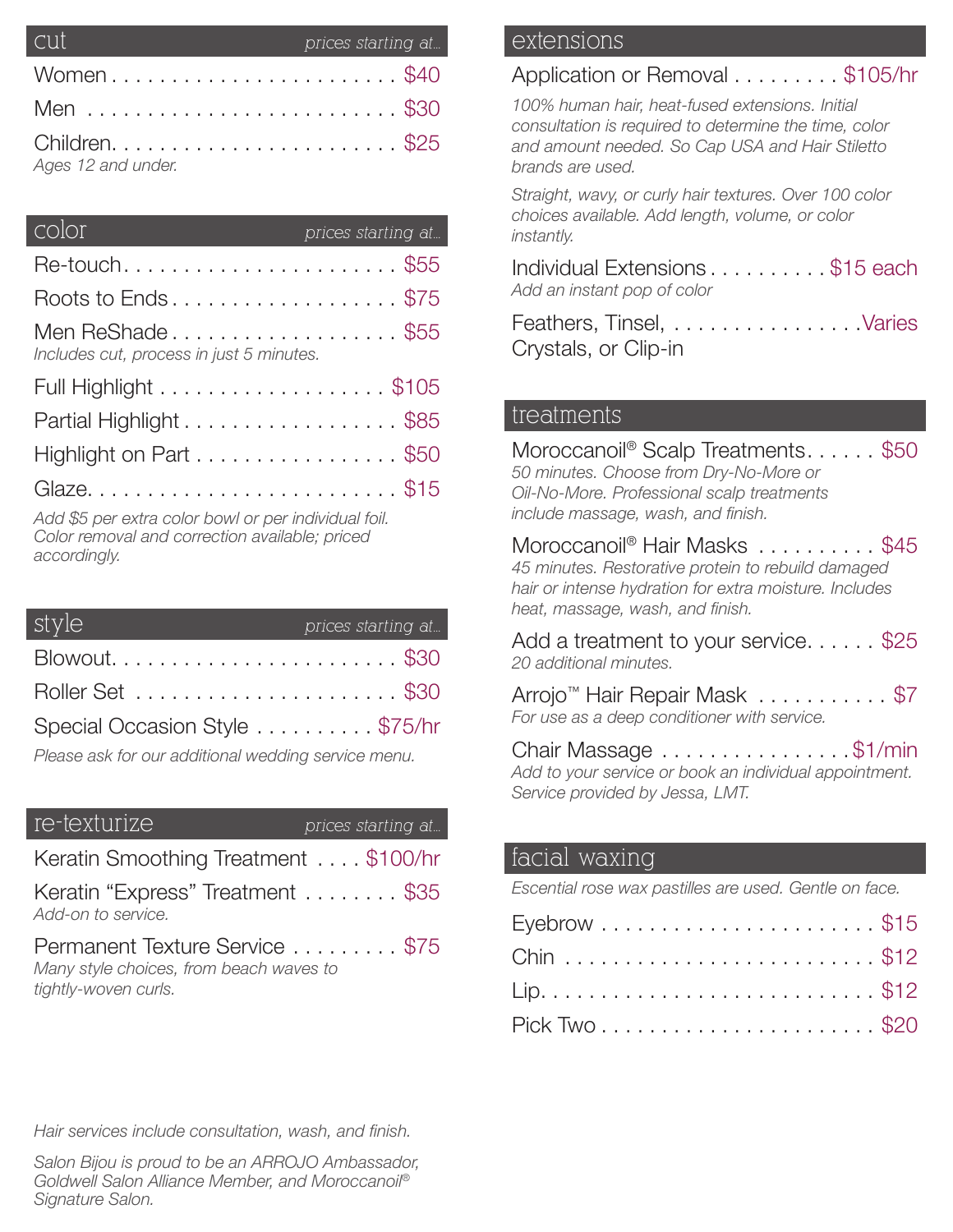## cut

*prices starting at...*

| | |
|---|---|
| Women | $40 |
| Men | $30 |
| Children | $25 |

*Ages 12 and under.*

## color

*prices starting at...*

| | |
|---|---|
| Re-touch | $55 |
| Roots to Ends | $75 |
| Men ReShade | $55 |

*Includes cut, process in just 5 minutes.*

| | |
|---|---|
| Full Highlight | $105 |
| Partial Highlight | $85 |
| Highlight on Part | $50 |
| Glaze | $15 |

*Add $5 per extra color bowl or per individual foil. Color removal and correction available; priced accordingly.*

## style

*prices starting at...*

| | |
|---|---|
| Blowout | $30 |
| Roller Set | $30 |
| Special Occasion Style | $75/hr |

*Please ask for our additional wedding service menu.*

## re-texturize

*prices starting at...*

Keratin Smoothing Treatment . . . . $100/hr

Keratin “Express” Treatment . . . . . . . . $35
*Add-on to service.*

Permanent Texture Service . . . . . . . . . $75
*Many style choices, from beach waves to tightly-woven curls.*

*Hair services include consultation, wash, and finish.*

*Salon Bijou is proud to be an ARROJO Ambassador, Goldwell Salon Alliance Member, and Moroccanoil® Signature Salon.*

## extensions

Application or Removal . . . . . . . . . $105/hr

*100% human hair, heat-fused extensions. Initial consultation is required to determine the time, color and amount needed. So Cap USA and Hair Stiletto brands are used.*

*Straight, wavy, or curly hair textures. Over 100 color choices available. Add length, volume, or color instantly.*

Individual Extensions . . . . . . . . . . $15 each
*Add an instant pop of color*

Feathers, Tinsel, Crystals, or Clip-in . . . . . . . . . . . . . . . . . Varies

## treatments

Moroccanoil® Scalp Treatments. . . . . . $50
*50 minutes. Choose from Dry-No-More or Oil-No-More. Professional scalp treatments include massage, wash, and finish.*

Moroccanoil® Hair Masks . . . . . . . . . . $45
*45 minutes. Restorative protein to rebuild damaged hair or intense hydration for extra moisture. Includes heat, massage, wash, and finish.*

Add a treatment to your service. . . . . . $25
*20 additional minutes.*

Arrojo™ Hair Repair Mask . . . . . . . . . . . $7
*For use as a deep conditioner with service.*

Chair Massage . . . . . . . . . . . . . . . . $1/min
*Add to your service or book an individual appointment. Service provided by Jessa, LMT.*

## facial waxing

*Escential rose wax pastilles are used. Gentle on face.*

| | |
|---|---|
| Eyebrow | $15 |
| Chin | $12 |
| Lip | $12 |
| Pick Two | $20 |